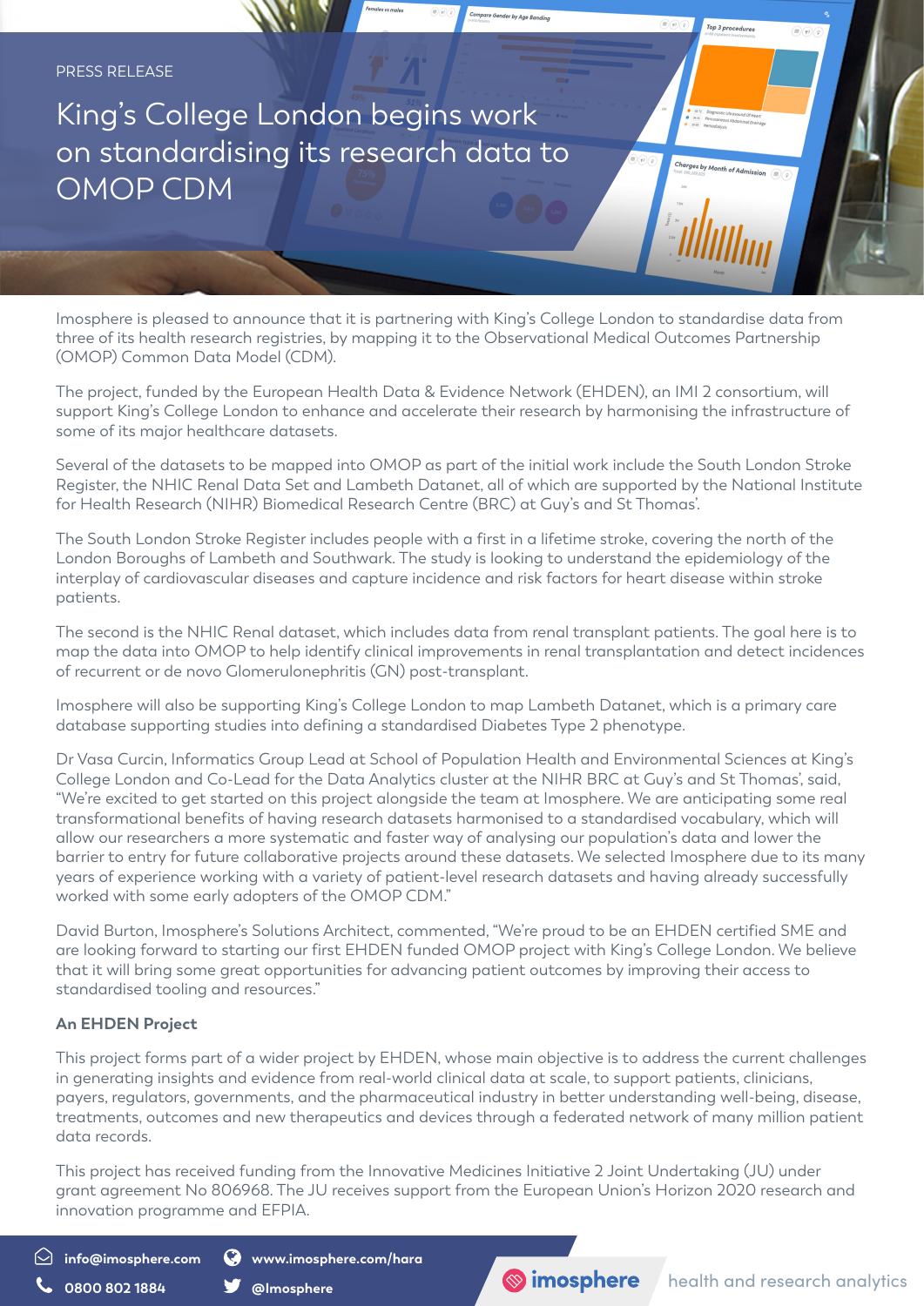PRESS RELEASE

# King's College London begins work on standardising its research data to OMOP CDM

Imosphere is pleased to announce that it is partnering with King's College London to standardise data from three of its health research registries, by mapping it to the Observational Medical Outcomes Partnership (OMOP) Common Data Model (CDM).

The project, funded by the European Health Data & Evidence Network (EHDEN), an IMI 2 consortium, will support King's College London to enhance and accelerate their research by harmonising the infrastructure of some of its major healthcare datasets.

Several of the datasets to be mapped into OMOP as part of the initial work include the South London Stroke Register, the NHIC Renal Data Set and Lambeth Datanet, all of which are supported by the National Institute for Health Research (NIHR) Biomedical Research Centre (BRC) at Guy's and St Thomas'.

The South London Stroke Register includes people with a first in a lifetime stroke, covering the north of the London Boroughs of Lambeth and Southwark. The study is looking to understand the epidemiology of the interplay of cardiovascular diseases and capture incidence and risk factors for heart disease within stroke patients.

The second is the NHIC Renal dataset, which includes data from renal transplant patients. The goal here is to map the data into OMOP to help identify clinical improvements in renal transplantation and detect incidences of recurrent or de novo Glomerulonephritis (GN) post-transplant.

Imosphere will also be supporting King's College London to map Lambeth Datanet, which is a primary care database supporting studies into defining a standardised Diabetes Type 2 phenotype.

Dr Vasa Curcin, Informatics Group Lead at School of Population Health and Environmental Sciences at King's College London and Co-Lead for the Data Analytics cluster at the NIHR BRC at Guy's and St Thomas', said, "We're excited to get started on this project alongside the team at Imosphere. We are anticipating some real transformational benefits of having research datasets harmonised to a standardised vocabulary, which will allow our researchers a more systematic and faster way of analysing our population's data and lower the barrier to entry for future collaborative projects around these datasets. We selected Imosphere due to its many years of experience working with a variety of patient-level research datasets and having already successfully worked with some early adopters of the OMOP CDM."

David Burton, Imosphere's Solutions Architect, commented, "We're proud to be an EHDEN certified SME and are looking forward to starting our first EHDEN funded OMOP project with King's College London. We believe that it will bring some great opportunities for advancing patient outcomes by improving their access to standardised tooling and resources."

**An EHDEN Project**

This project forms part of a wider project by EHDEN, whose main objective is to address the current challenges in generating insights and evidence from real-world clinical data at scale, to support patients, clinicians, payers, regulators, governments, and the pharmaceutical industry in better understanding well-being, disease, treatments, outcomes and new therapeutics and devices through a federated network of many million patient data records.

This project has received funding from the Innovative Medicines Initiative 2 Joint Undertaking (JU) under grant agreement No 806968. The JU receives support from the European Union's Horizon 2020 research and innovation programme and EFPIA.

info@imosphere.com | www.imosphere.com/hara
0800 802 1884 | @Imosphere

imosphere — health and research analytics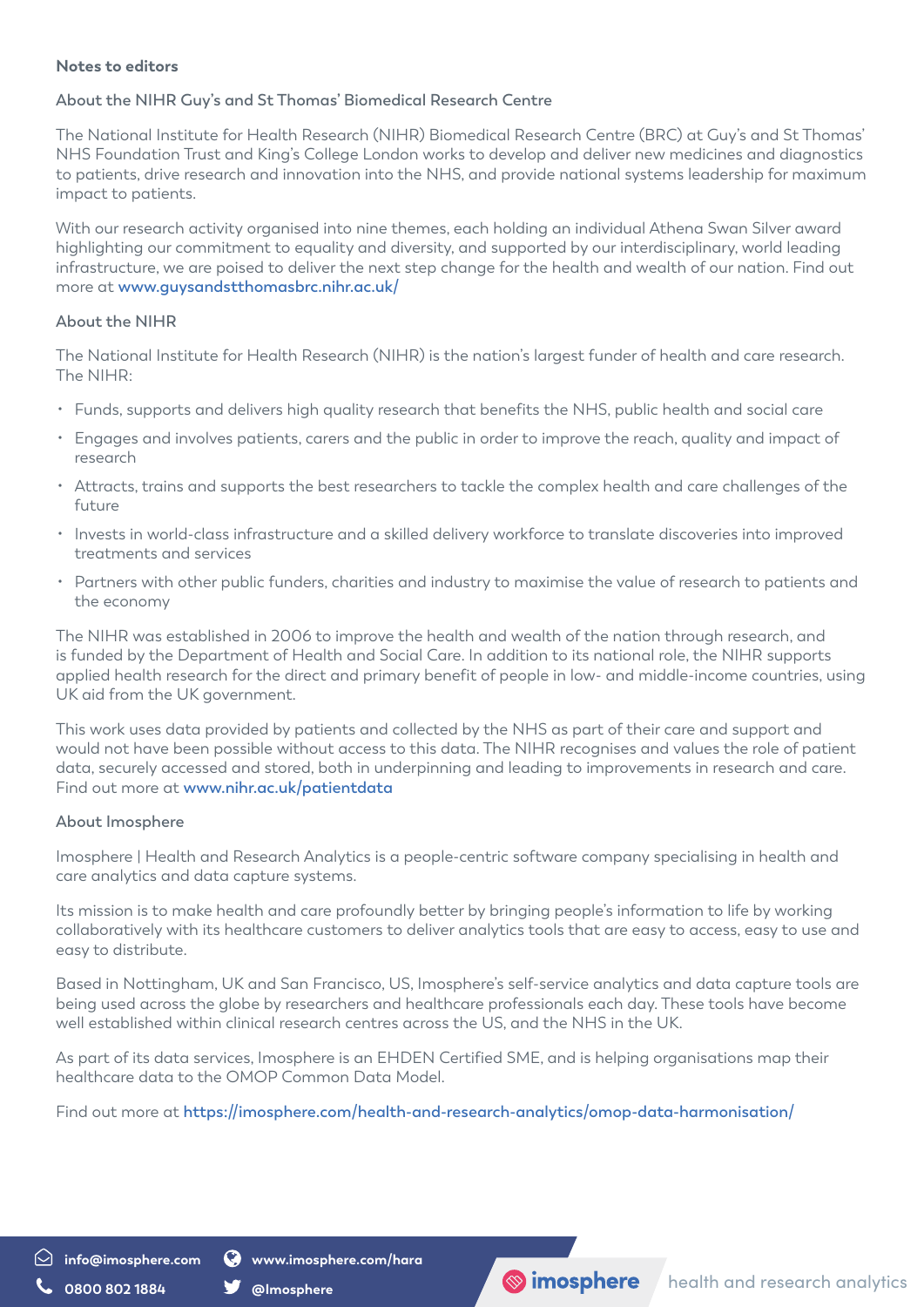**Notes to editors**

**About the NIHR Guy's and St Thomas' Biomedical Research Centre**

The National Institute for Health Research (NIHR) Biomedical Research Centre (BRC) at Guy's and St Thomas' NHS Foundation Trust and King's College London works to develop and deliver new medicines and diagnostics to patients, drive research and innovation into the NHS, and provide national systems leadership for maximum impact to patients.

With our research activity organised into nine themes, each holding an individual Athena Swan Silver award highlighting our commitment to equality and diversity, and supported by our interdisciplinary, world leading infrastructure, we are poised to deliver the next step change for the health and wealth of our nation. Find out more at www.guysandstthomasbrc.nihr.ac.uk/

**About the NIHR**

The National Institute for Health Research (NIHR) is the nation's largest funder of health and care research. The NIHR:

- Funds, supports and delivers high quality research that benefits the NHS, public health and social care
- Engages and involves patients, carers and the public in order to improve the reach, quality and impact of research
- Attracts, trains and supports the best researchers to tackle the complex health and care challenges of the future
- Invests in world-class infrastructure and a skilled delivery workforce to translate discoveries into improved treatments and services
- Partners with other public funders, charities and industry to maximise the value of research to patients and the economy

The NIHR was established in 2006 to improve the health and wealth of the nation through research, and is funded by the Department of Health and Social Care. In addition to its national role, the NIHR supports applied health research for the direct and primary benefit of people in low- and middle-income countries, using UK aid from the UK government.

This work uses data provided by patients and collected by the NHS as part of their care and support and would not have been possible without access to this data. The NIHR recognises and values the role of patient data, securely accessed and stored, both in underpinning and leading to improvements in research and care. Find out more at www.nihr.ac.uk/patientdata

**About Imosphere**

Imosphere | Health and Research Analytics is a people-centric software company specialising in health and care analytics and data capture systems.

Its mission is to make health and care profoundly better by bringing people's information to life by working collaboratively with its healthcare customers to deliver analytics tools that are easy to access, easy to use and easy to distribute.

Based in Nottingham, UK and San Francisco, US, Imosphere's self-service analytics and data capture tools are being used across the globe by researchers and healthcare professionals each day. These tools have become well established within clinical research centres across the US, and the NHS in the UK.

As part of its data services, Imosphere is an EHDEN Certified SME, and is helping organisations map their healthcare data to the OMOP Common Data Model.

Find out more at https://imosphere.com/health-and-research-analytics/omop-data-harmonisation/

info@imosphere.com
0800 802 1884
www.imosphere.com/hara
@Imosphere

imosphere health and research analytics